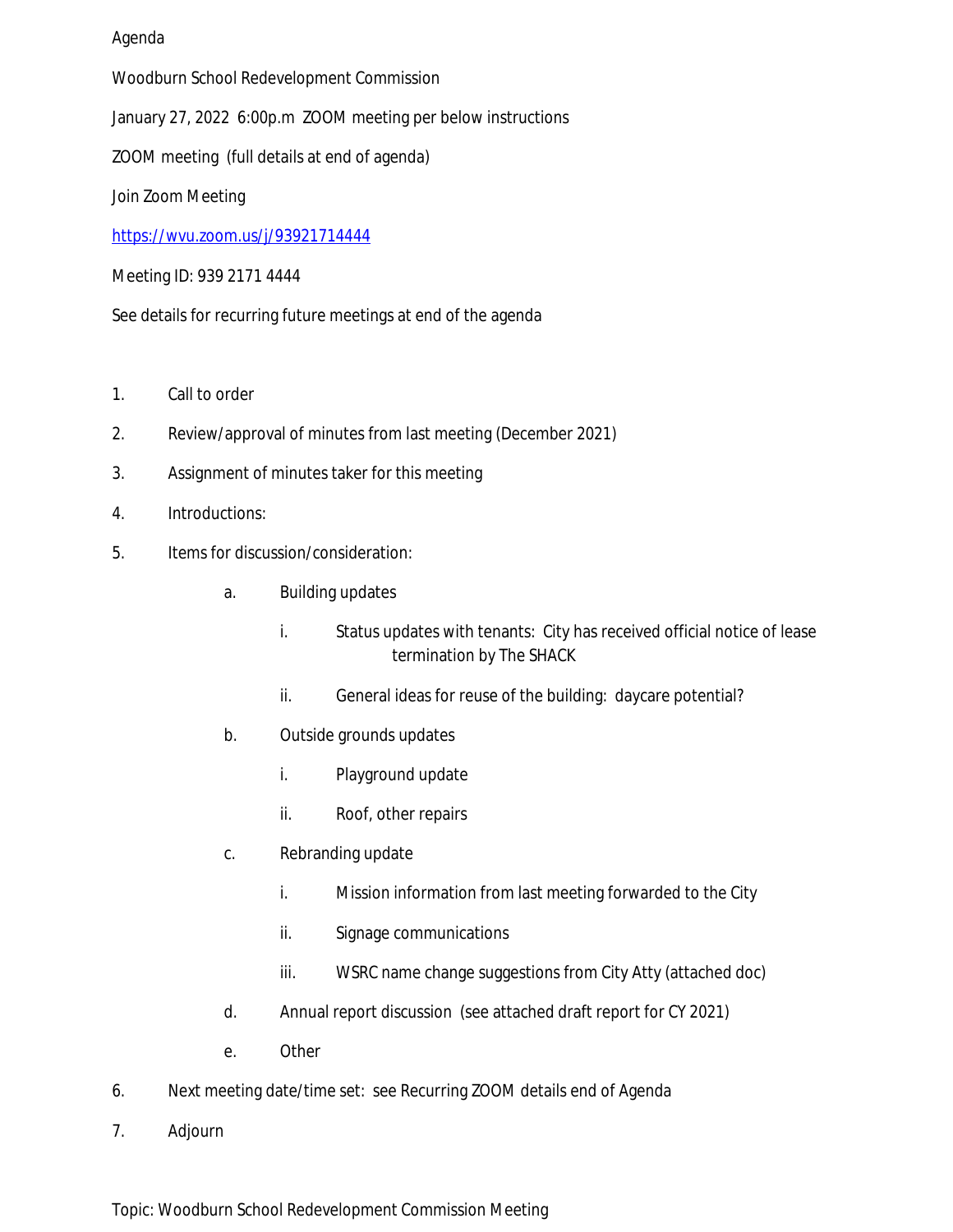Agenda

Woodburn School Redevelopment Commission

January 27, 2022 6:00p.m ZOOM meeting per below instructions

ZOOM meeting (full details at end of agenda)

Join Zoom Meeting

https://wvu.zoom.us/j/93921714444

Meeting ID: 939 2171 4444

See details for recurring future meetings at end of the agenda

1. Call to order
2. Review/approval of minutes from last meeting (December 2021)
3. Assignment of minutes taker for this meeting
4. Introductions:
5. Items for discussion/consideration:
    a. Building updates
        i. Status updates with tenants: City has received official notice of lease termination by The SHACK
        ii. General ideas for reuse of the building: daycare potential?
    b. Outside grounds updates
        i. Playground update
        ii. Roof, other repairs
    c. Rebranding update
        i. Mission information from last meeting forwarded to the City
        ii. Signage communications
        iii. WSRC name change suggestions from City Atty (attached doc)
    d. Annual report discussion (see attached draft report for CY 2021)
    e. Other
6. Next meeting date/time set: see Recurring ZOOM details end of Agenda
7. Adjourn

Topic: Woodburn School Redevelopment Commission Meeting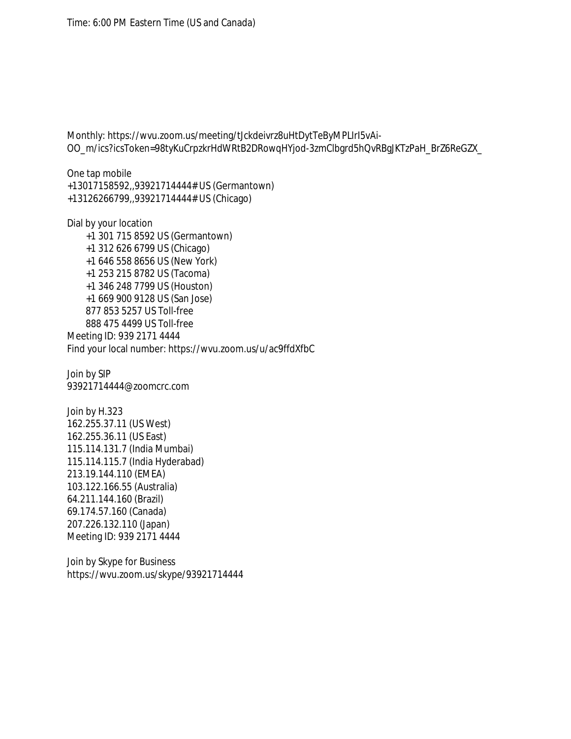Time: 6:00 PM Eastern Time (US and Canada)

Monthly: https://wvu.zoom.us/meeting/tJckdeivrz8uHtDytTeByMPLIrI5vAi-OO_m/ics?icsToken=98tyKuCrpzkrHdWRtB2DRowqHYjod-3zmClbgrd5hQvRBgJKTzPaH_BrZ6ReGZX_

One tap mobile
+13017158592,,93921714444# US (Germantown)
+13126266799,,93921714444# US (Chicago)

Dial by your location
- +1 301 715 8592 US (Germantown)
- +1 312 626 6799 US (Chicago)
- +1 646 558 8656 US (New York)
- +1 253 215 8782 US (Tacoma)
- +1 346 248 7799 US (Houston)
- +1 669 900 9128 US (San Jose)
- 877 853 5257 US Toll-free
- 888 475 4499 US Toll-free

Meeting ID: 939 2171 4444
Find your local number: https://wvu.zoom.us/u/ac9ffdXfbC

Join by SIP
93921714444@zoomcrc.com

Join by H.323
162.255.37.11 (US West)
162.255.36.11 (US East)
115.114.131.7 (India Mumbai)
115.114.115.7 (India Hyderabad)
213.19.144.110 (EMEA)
103.122.166.55 (Australia)
64.211.144.160 (Brazil)
69.174.57.160 (Canada)
207.226.132.110 (Japan)
Meeting ID: 939 2171 4444

Join by Skype for Business
https://wvu.zoom.us/skype/93921714444